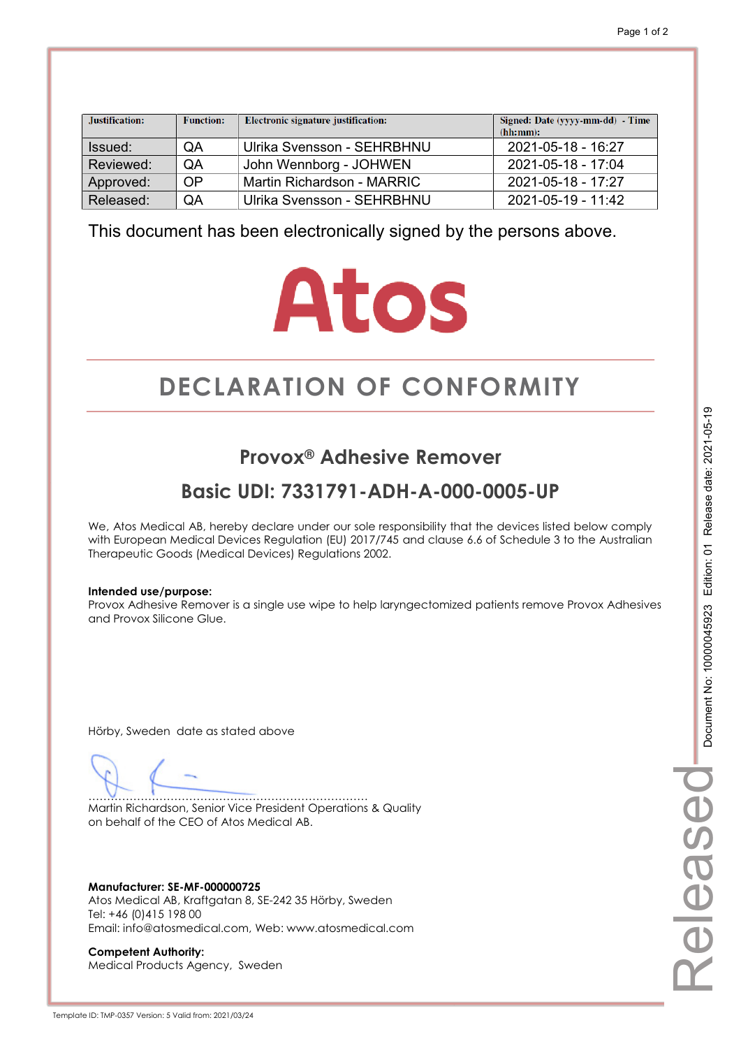| Justification: | Function: | Electronic signature justification: | Signed: Date (yyyy-mm-dd) - Time (hh:mm): |
|---|---|---|---|
| Issued: | QA | Ulrika Svensson - SEHRBHNU | 2021-05-18 - 16:27 |
| Reviewed: | QA | John Wennborg - JOHWEN | 2021-05-18 - 17:04 |
| Approved: | OP | Martin Richardson - MARRIC | 2021-05-18 - 17:27 |
| Released: | QA | Ulrika Svensson - SEHRBHNU | 2021-05-19 - 11:42 |

This document has been electronically signed by the persons above.

Atos

# DECLARATION OF CONFORMITY

## Provox® Adhesive Remover

## Basic UDI: 7331791-ADH-A-000-0005-UP

We, Atos Medical AB, hereby declare under our sole responsibility that the devices listed below comply with European Medical Devices Regulation (EU) 2017/745 and clause 6.6 of Schedule 3 to the Australian Therapeutic Goods (Medical Devices) Regulations 2002.

**Intended use/purpose:**
Provox Adhesive Remover is a single use wipe to help laryngectomized patients remove Provox Adhesives and Provox Silicone Glue.

Hörby, Sweden date as stated above

.........................................................................
Martin Richardson, Senior Vice President Operations & Quality
on behalf of the CEO of Atos Medical AB.

**Manufacturer: SE-MF-000000725**
Atos Medical AB, Kraftgatan 8, SE-242 35 Hörby, Sweden
Tel: +46 (0)415 198 00
Email: info@atosmedical.com, Web: www.atosmedical.com

**Competent Authority:**
Medical Products Agency, Sweden

Document No: 10000045923 Edition: 01 Release date: 2021-05-19

Released

Template ID: TMP-0357 Version: 5 Valid from: 2021/03/24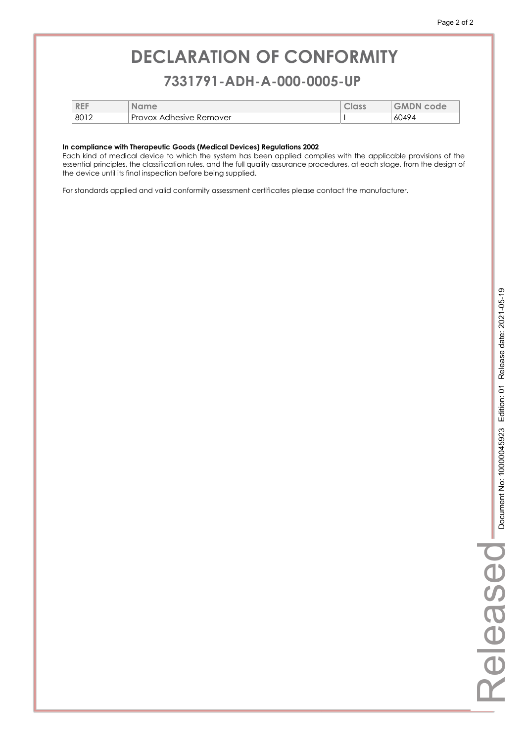# DECLARATION OF CONFORMITY

## 7331791-ADH-A-000-0005-UP

| REF | Name | Class | GMDN code |
|---|---|---|---|
| 8012 | Provox Adhesive Remover | I | 60494 |

**In compliance with Therapeutic Goods (Medical Devices) Regulations 2002**
Each kind of medical device to which the system has been applied complies with the applicable provisions of the essential principles, the classification rules, and the full quality assurance procedures, at each stage, from the design of the device until its final inspection before being supplied.

For standards applied and valid conformity assessment certificates please contact the manufacturer.

Released Document No: 10000045923 Edition: 01 Release date: 2021-05-19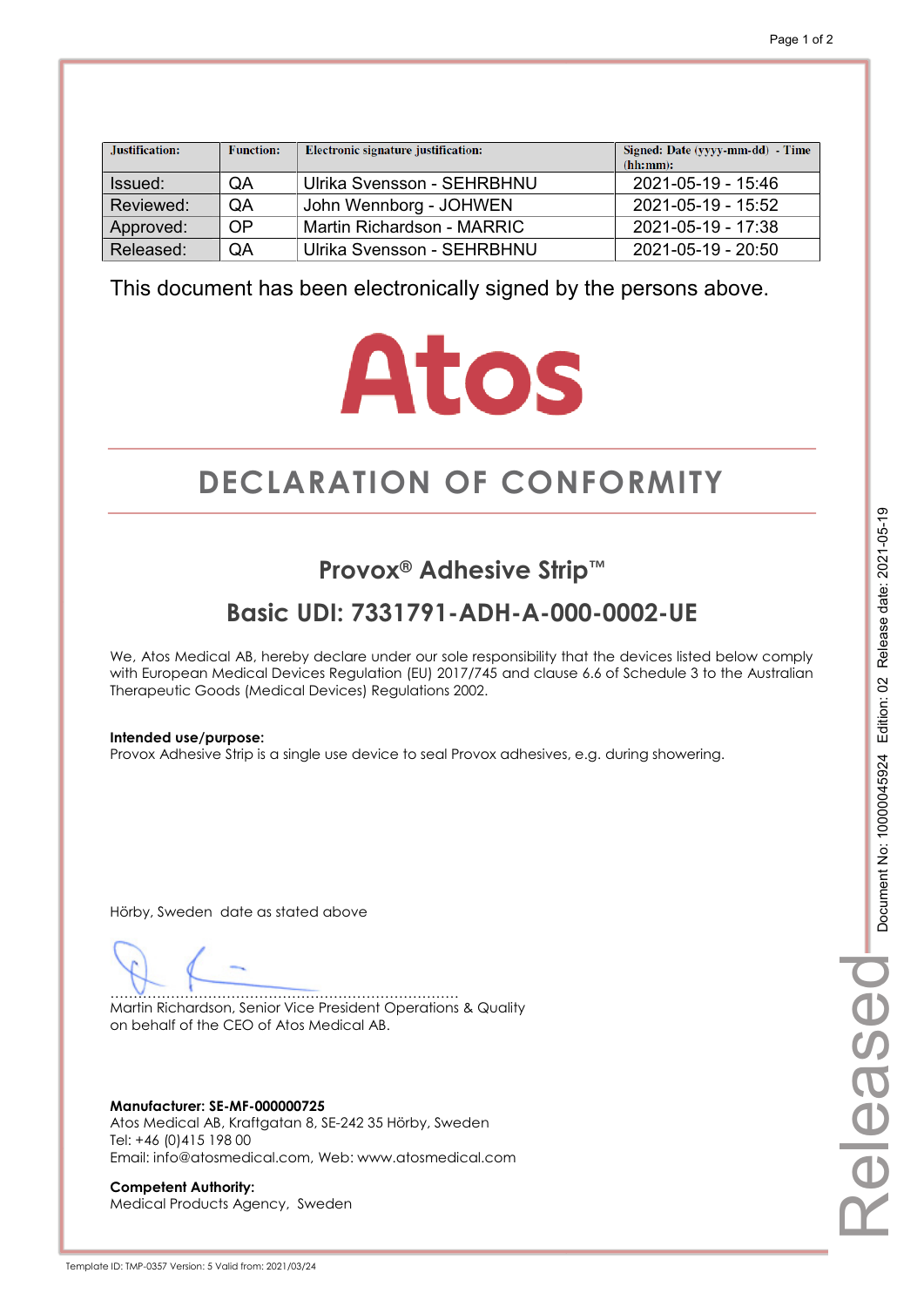| Justification: | Function: | Electronic signature justification: | Signed: Date (yyyy-mm-dd) - Time (hh:mm): |
|---|---|---|---|
| Issued: | QA | Ulrika Svensson - SEHRBHNU | 2021-05-19 - 15:46 |
| Reviewed: | QA | John Wennborg - JOHWEN | 2021-05-19 - 15:52 |
| Approved: | OP | Martin Richardson - MARRIC | 2021-05-19 - 17:38 |
| Released: | QA | Ulrika Svensson - SEHRBHNU | 2021-05-19 - 20:50 |

This document has been electronically signed by the persons above.

Atos

# DECLARATION OF CONFORMITY

## Provox® Adhesive Strip™

## Basic UDI: 7331791-ADH-A-000-0002-UE

We, Atos Medical AB, hereby declare under our sole responsibility that the devices listed below comply with European Medical Devices Regulation (EU) 2017/745 and clause 6.6 of Schedule 3 to the Australian Therapeutic Goods (Medical Devices) Regulations 2002.

**Intended use/purpose:**
Provox Adhesive Strip is a single use device to seal Provox adhesives, e.g. during showering.

Hörby, Sweden date as stated above

..........................................................................
Martin Richardson, Senior Vice President Operations & Quality
on behalf of the CEO of Atos Medical AB.

**Manufacturer: SE-MF-000000725**
Atos Medical AB, Kraftgatan 8, SE-242 35 Hörby, Sweden
Tel: +46 (0)415 198 00
Email: info@atosmedical.com, Web: www.atosmedical.com

**Competent Authority:**
Medical Products Agency, Sweden

Document No: 10000045924 Edition: 02 Release date: 2021-05-19

Released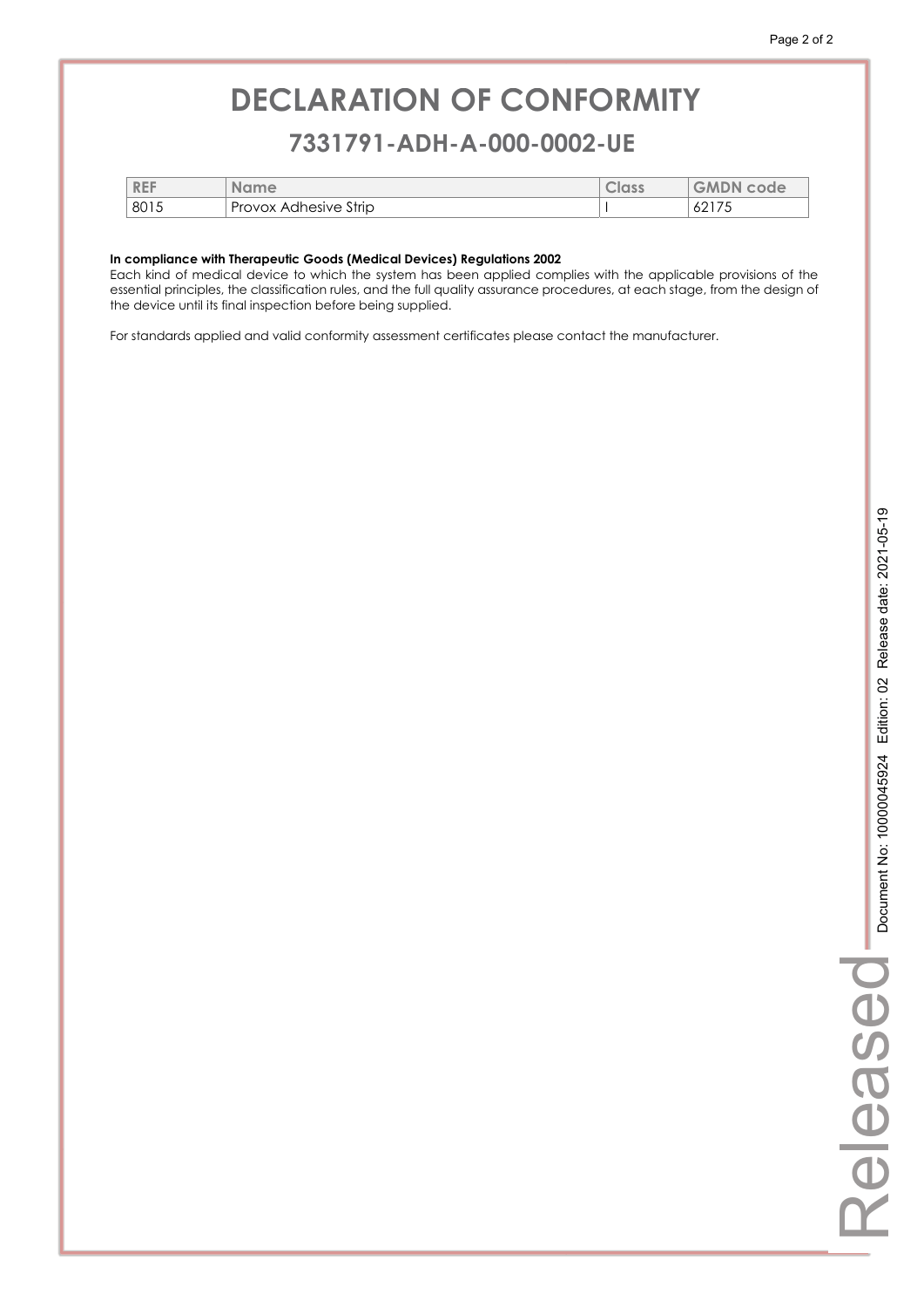# DECLARATION OF CONFORMITY

## 7331791-ADH-A-000-0002-UE

| REF | Name | Class | GMDN code |
|---|---|---|---|
| 8015 | Provox Adhesive Strip | I | 62175 |

**In compliance with Therapeutic Goods (Medical Devices) Regulations 2002**
Each kind of medical device to which the system has been applied complies with the applicable provisions of the essential principles, the classification rules, and the full quality assurance procedures, at each stage, from the design of the device until its final inspection before being supplied.

For standards applied and valid conformity assessment certificates please contact the manufacturer.

Released Document No: 10000045924 Edition: 02 Release date: 2021-05-19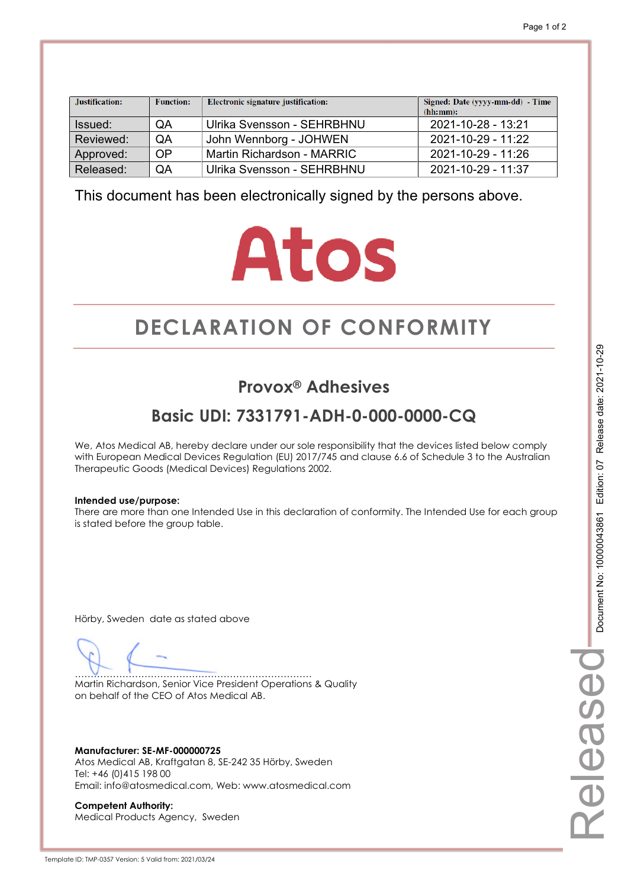| Justification: | Function: | Electronic signature justification: | Signed: Date (yyyy-mm-dd) - Time (hh:mm): |
|---|---|---|---|
| Issued: | QA | Ulrika Svensson - SEHRBHNU | 2021-10-28 - 13:21 |
| Reviewed: | QA | John Wennborg - JOHWEN | 2021-10-29 - 11:22 |
| Approved: | OP | Martin Richardson - MARRIC | 2021-10-29 - 11:26 |
| Released: | QA | Ulrika Svensson - SEHRBHNU | 2021-10-29 - 11:37 |

This document has been electronically signed by the persons above.

Atos

# DECLARATION OF CONFORMITY

## Provox® Adhesives

## Basic UDI: 7331791-ADH-0-000-0000-CQ

We, Atos Medical AB, hereby declare under our sole responsibility that the devices listed below comply with European Medical Devices Regulation (EU) 2017/745 and clause 6.6 of Schedule 3 to the Australian Therapeutic Goods (Medical Devices) Regulations 2002.

**Intended use/purpose:**
There are more than one Intended Use in this declaration of conformity. The Intended Use for each group is stated before the group table.

Hörby, Sweden date as stated above

..........................................................................
Martin Richardson, Senior Vice President Operations & Quality
on behalf of the CEO of Atos Medical AB.

**Manufacturer: SE-MF-000000725**
Atos Medical AB, Kraftgatan 8, SE-242 35 Hörby, Sweden
Tel: +46 (0)415 198 00
Email: info@atosmedical.com, Web: www.atosmedical.com

**Competent Authority:**
Medical Products Agency, Sweden

Document No: 10000043861 Edition: 07 Release date: 2021-10-29

Released

Template ID: TMP-0357 Version: 5 Valid from: 2021/03/24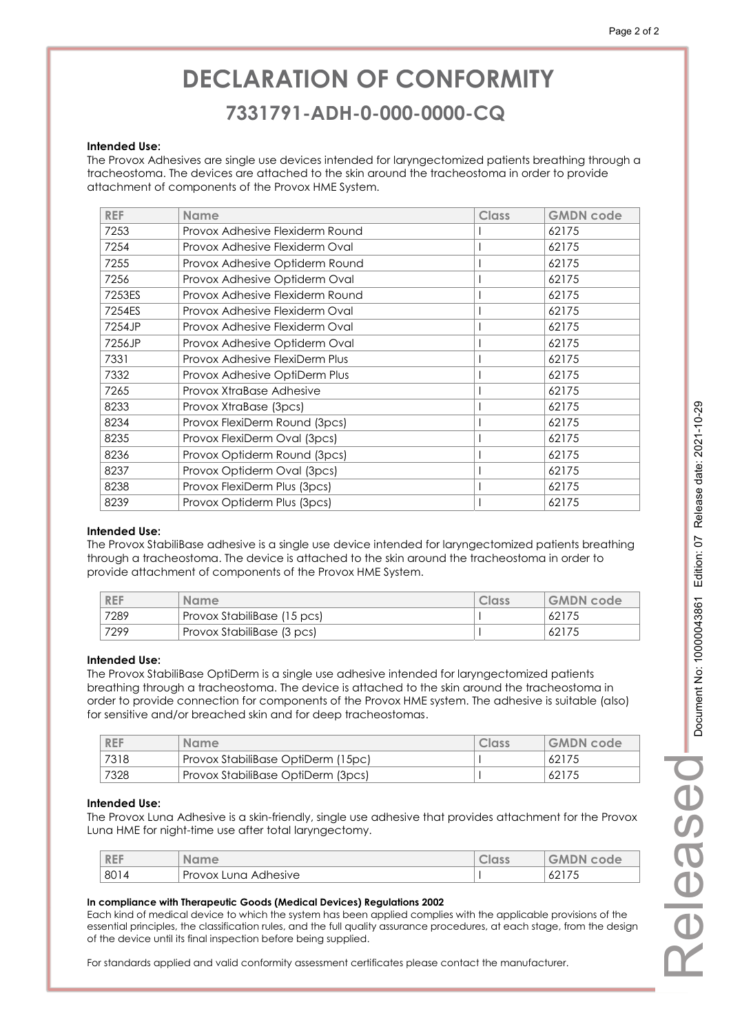# DECLARATION OF CONFORMITY

## 7331791-ADH-0-000-0000-CQ

**Intended Use:**

The Provox Adhesives are single use devices intended for laryngectomized patients breathing through a tracheostoma. The devices are attached to the skin around the tracheostoma in order to provide attachment of components of the Provox HME System.

| REF | Name | Class | GMDN code |
|---|---|---|---|
| 7253 | Provox Adhesive Flexiderm Round | I | 62175 |
| 7254 | Provox Adhesive Flexiderm Oval | I | 62175 |
| 7255 | Provox Adhesive Optiderm Round | I | 62175 |
| 7256 | Provox Adhesive Optiderm Oval | I | 62175 |
| 7253ES | Provox Adhesive Flexiderm Round | I | 62175 |
| 7254ES | Provox Adhesive Flexiderm Oval | I | 62175 |
| 7254JP | Provox Adhesive Flexiderm Oval | I | 62175 |
| 7256JP | Provox Adhesive Optiderm Oval | I | 62175 |
| 7331 | Provox Adhesive FlexiDerm Plus | I | 62175 |
| 7332 | Provox Adhesive OptiDerm Plus | I | 62175 |
| 7265 | Provox XtraBase Adhesive | I | 62175 |
| 8233 | Provox XtraBase (3pcs) | I | 62175 |
| 8234 | Provox FlexiDerm Round (3pcs) | I | 62175 |
| 8235 | Provox FlexiDerm Oval (3pcs) | I | 62175 |
| 8236 | Provox Optiderm Round (3pcs) | I | 62175 |
| 8237 | Provox Optiderm Oval (3pcs) | I | 62175 |
| 8238 | Provox FlexiDerm Plus (3pcs) | I | 62175 |
| 8239 | Provox Optiderm Plus (3pcs) | I | 62175 |

**Intended Use:**

The Provox StabiliBase adhesive is a single use device intended for laryngectomized patients breathing through a tracheostoma. The device is attached to the skin around the tracheostoma in order to provide attachment of components of the Provox HME System.

| REF | Name | Class | GMDN code |
|---|---|---|---|
| 7289 | Provox StabiliBase (15 pcs) | I | 62175 |
| 7299 | Provox StabiliBase (3 pcs) | I | 62175 |

**Intended Use:**

The Provox StabiliBase OptiDerm is a single use adhesive intended for laryngectomized patients breathing through a tracheostoma. The device is attached to the skin around the tracheostoma in order to provide connection for components of the Provox HME system. The adhesive is suitable (also) for sensitive and/or breached skin and for deep tracheostomas.

| REF | Name | Class | GMDN code |
|---|---|---|---|
| 7318 | Provox StabiliBase OptiDerm (15pc) | I | 62175 |
| 7328 | Provox StabiliBase OptiDerm (3pcs) | I | 62175 |

**Intended Use:**

The Provox Luna Adhesive is a skin-friendly, single use adhesive that provides attachment for the Provox Luna HME for night-time use after total laryngectomy.

| REF | Name | Class | GMDN code |
|---|---|---|---|
| 8014 | Provox Luna Adhesive | I | 62175 |

**In compliance with Therapeutic Goods (Medical Devices) Regulations 2002**

Each kind of medical device to which the system has been applied complies with the applicable provisions of the essential principles, the classification rules, and the full quality assurance procedures, at each stage, from the design of the device until its final inspection before being supplied.

For standards applied and valid conformity assessment certificates please contact the manufacturer.

Released — Document No: 10000043861 Edition: 07 Release date: 2021-10-29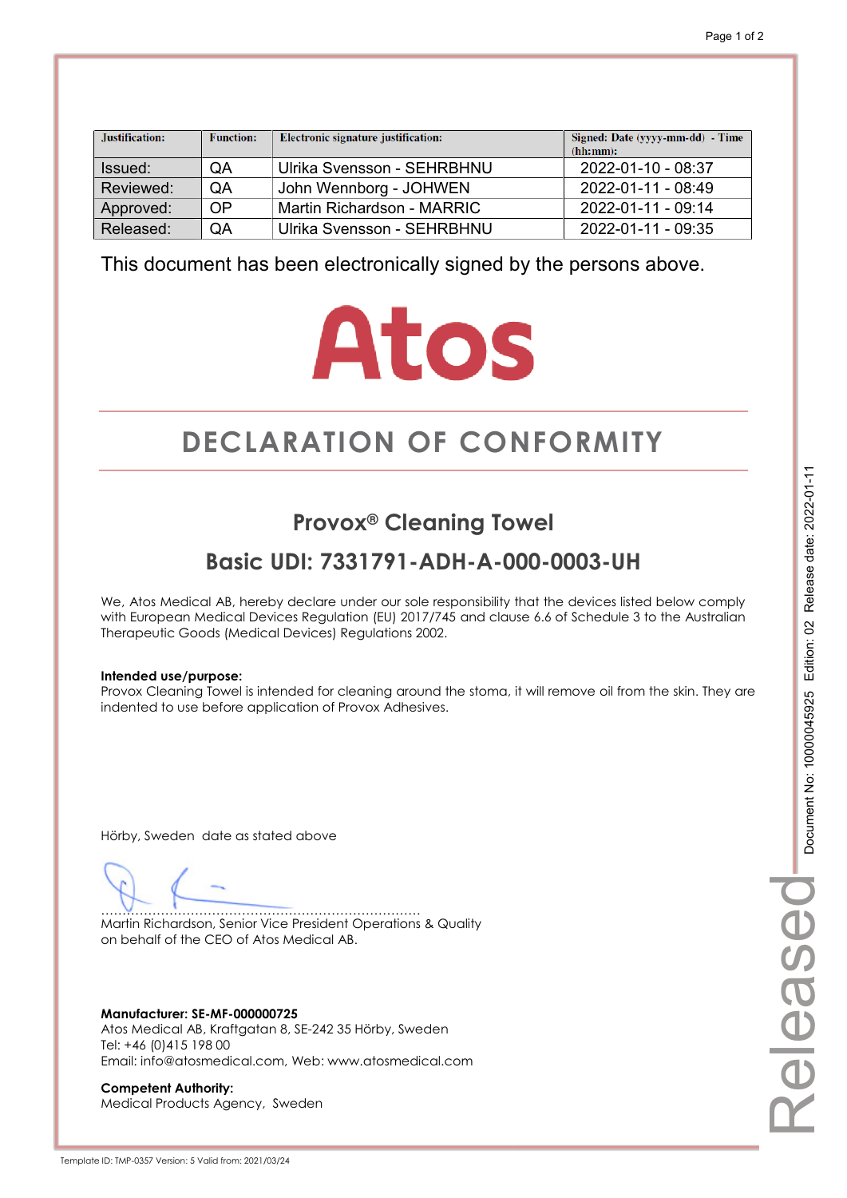| Justification: | Function: | Electronic signature justification: | Signed: Date (yyyy-mm-dd) - Time (hh:mm): |
|---|---|---|---|
| Issued: | QA | Ulrika Svensson - SEHRBHNU | 2022-01-10 - 08:37 |
| Reviewed: | QA | John Wennborg - JOHWEN | 2022-01-11 - 08:49 |
| Approved: | OP | Martin Richardson - MARRIC | 2022-01-11 - 09:14 |
| Released: | QA | Ulrika Svensson - SEHRBHNU | 2022-01-11 - 09:35 |

This document has been electronically signed by the persons above.

Atos

# DECLARATION OF CONFORMITY

## Provox® Cleaning Towel

## Basic UDI: 7331791-ADH-A-000-0003-UH

We, Atos Medical AB, hereby declare under our sole responsibility that the devices listed below comply with European Medical Devices Regulation (EU) 2017/745 and clause 6.6 of Schedule 3 to the Australian Therapeutic Goods (Medical Devices) Regulations 2002.

**Intended use/purpose:**
Provox Cleaning Towel is intended for cleaning around the stoma, it will remove oil from the skin. They are indented to use before application of Provox Adhesives.

Hörby, Sweden date as stated above

..........................................................................
Martin Richardson, Senior Vice President Operations & Quality
on behalf of the CEO of Atos Medical AB.

**Manufacturer: SE-MF-000000725**
Atos Medical AB, Kraftgatan 8, SE-242 35 Hörby, Sweden
Tel: +46 (0)415 198 00
Email: info@atosmedical.com, Web: www.atosmedical.com

**Competent Authority:**
Medical Products Agency, Sweden

Document No: 10000045925 Edition: 02 Release date: 2022-01-11

Released

Template ID: TMP-0357 Version: 5 Valid from: 2021/03/24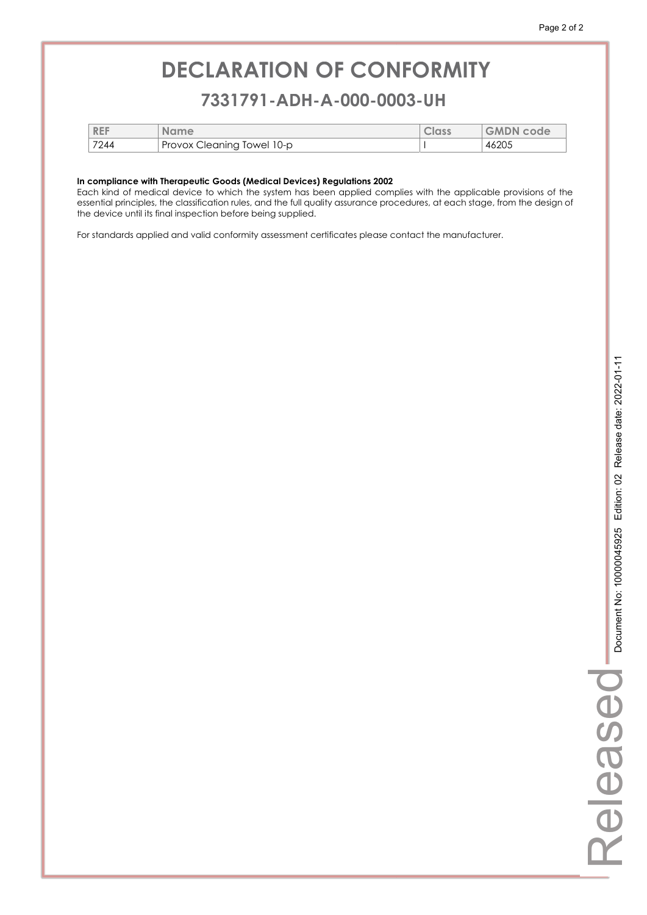# DECLARATION OF CONFORMITY

## 7331791-ADH-A-000-0003-UH

| REF | Name | Class | GMDN code |
|---|---|---|---|
| 7244 | Provox Cleaning Towel 10-p | I | 46205 |

**In compliance with Therapeutic Goods (Medical Devices) Regulations 2002**
Each kind of medical device to which the system has been applied complies with the applicable provisions of the essential principles, the classification rules, and the full quality assurance procedures, at each stage, from the design of the device until its final inspection before being supplied.

For standards applied and valid conformity assessment certificates please contact the manufacturer.

Released Document No: 10000045925 Edition: 02 Release date: 2022-01-11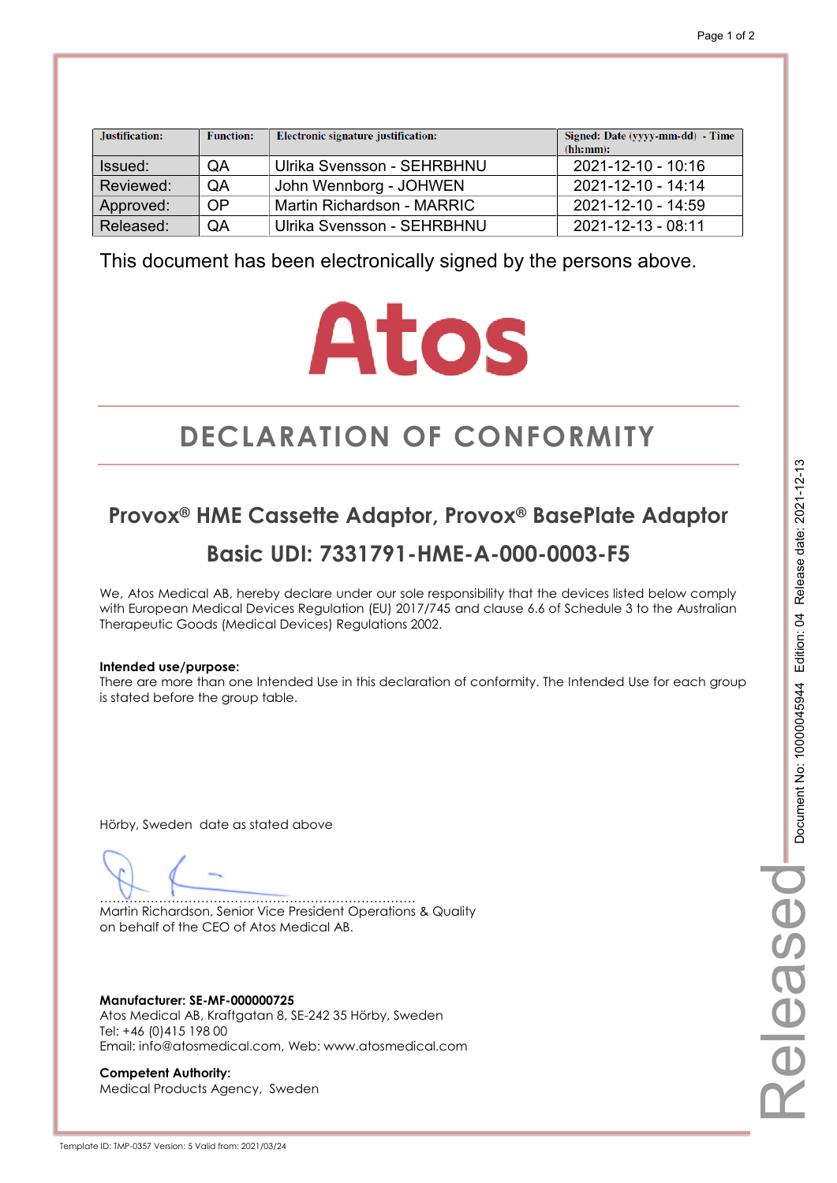| Justification: | Function: | Electronic signature justification: | Signed: Date (yyyy-mm-dd) - Time (hh:mm): |
|---|---|---|---|
| Issued: | QA | Ulrika Svensson - SEHRBHNU | 2021-12-10 - 10:16 |
| Reviewed: | QA | John Wennborg - JOHWEN | 2021-12-10 - 14:14 |
| Approved: | OP | Martin Richardson - MARRIC | 2021-12-10 - 14:59 |
| Released: | QA | Ulrika Svensson - SEHRBHNU | 2021-12-13 - 08:11 |

This document has been electronically signed by the persons above.

Atos

# DECLARATION OF CONFORMITY

## Provox® HME Cassette Adaptor, Provox® BasePlate Adaptor

## Basic UDI: 7331791-HME-A-000-0003-F5

We, Atos Medical AB, hereby declare under our sole responsibility that the devices listed below comply with European Medical Devices Regulation (EU) 2017/745 and clause 6.6 of Schedule 3 to the Australian Therapeutic Goods (Medical Devices) Regulations 2002.

**Intended use/purpose:**
There are more than one Intended Use in this declaration of conformity. The Intended Use for each group is stated before the group table.

Hörby, Sweden date as stated above

……………………………………………………………………
Martin Richardson, Senior Vice President Operations & Quality
on behalf of the CEO of Atos Medical AB.

**Manufacturer: SE-MF-000000725**
Atos Medical AB, Kraftgatan 8, SE-242 35 Hörby, Sweden
Tel: +46 (0)415 198 00
Email: info@atosmedical.com, Web: www.atosmedical.com

**Competent Authority:**
Medical Products Agency, Sweden

Document No: 10000045944 Edition: 04 Release date: 2021-12-13

Released

Template ID: TMP-0357 Version: 5 Valid from: 2021/03/24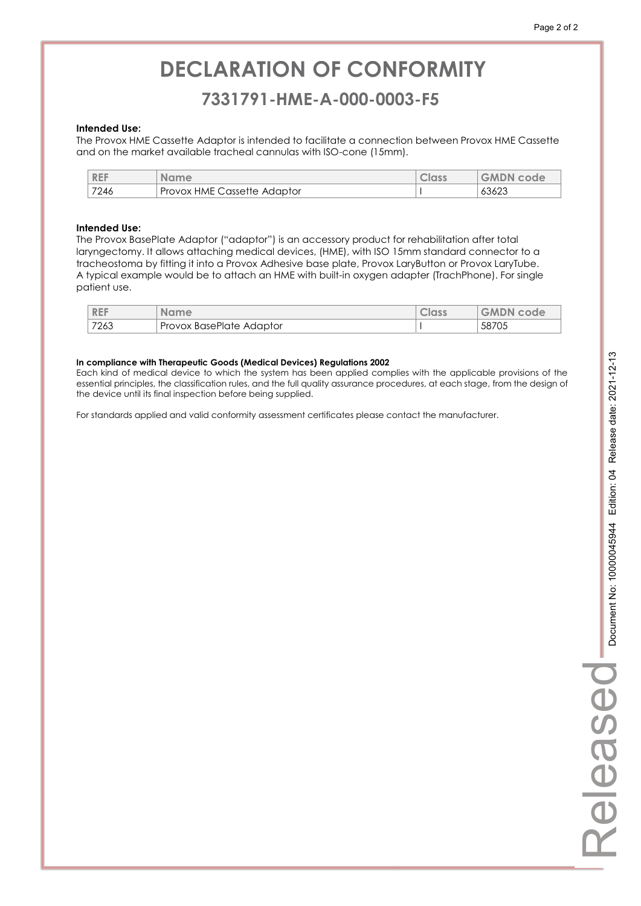# DECLARATION OF CONFORMITY

## 7331791-HME-A-000-0003-F5

**Intended Use:**
The Provox HME Cassette Adaptor is intended to facilitate a connection between Provox HME Cassette and on the market available tracheal cannulas with ISO-cone (15mm).

| REF | Name | Class | GMDN code |
| --- | --- | --- | --- |
| 7246 | Provox HME Cassette Adaptor | I | 63623 |

**Intended Use:**
The Provox BasePlate Adaptor ("adaptor") is an accessory product for rehabilitation after total laryngectomy. It allows attaching medical devices, (HME), with ISO 15mm standard connector to a tracheostoma by fitting it into a Provox Adhesive base plate, Provox LaryButton or Provox LaryTube. A typical example would be to attach an HME with built-in oxygen adapter (TrachPhone). For single patient use.

| REF | Name | Class | GMDN code |
| --- | --- | --- | --- |
| 7263 | Provox BasePlate Adaptor | I | 58705 |

**In compliance with Therapeutic Goods (Medical Devices) Regulations 2002**
Each kind of medical device to which the system has been applied complies with the applicable provisions of the essential principles, the classification rules, and the full quality assurance procedures, at each stage, from the design of the device until its final inspection before being supplied.

For standards applied and valid conformity assessment certificates please contact the manufacturer.

Released Document No: 10000045944 Edition: 04 Release date: 2021-12-13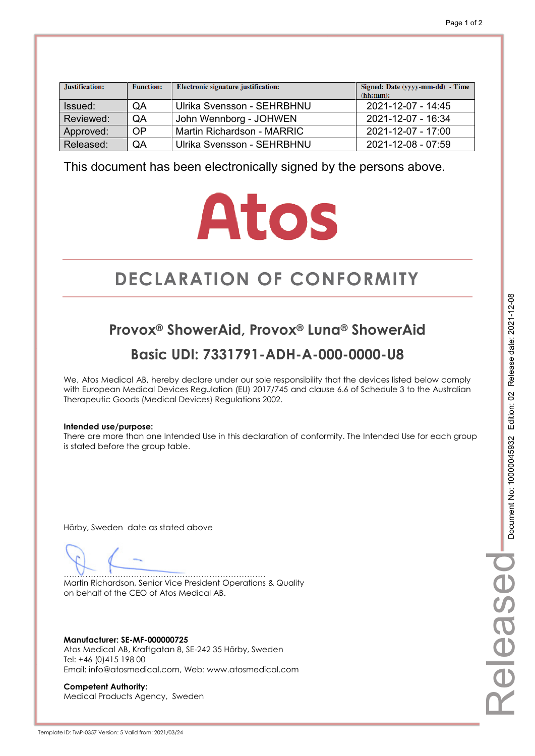| Justification: | Function: | Electronic signature justification: | Signed: Date (yyyy-mm-dd) - Time (hh:mm): |
| --- | --- | --- | --- |
| Issued: | QA | Ulrika Svensson - SEHRBHNU | 2021-12-07 - 14:45 |
| Reviewed: | QA | John Wennborg - JOHWEN | 2021-12-07 - 16:34 |
| Approved: | OP | Martin Richardson - MARRIC | 2021-12-07 - 17:00 |
| Released: | QA | Ulrika Svensson - SEHRBHNU | 2021-12-08 - 07:59 |

This document has been electronically signed by the persons above.

Atos

# DECLARATION OF CONFORMITY

## Provox® ShowerAid, Provox® Luna® ShowerAid

## Basic UDI: 7331791-ADH-A-000-0000-U8

We, Atos Medical AB, hereby declare under our sole responsibility that the devices listed below comply with European Medical Devices Regulation (EU) 2017/745 and clause 6.6 of Schedule 3 to the Australian Therapeutic Goods (Medical Devices) Regulations 2002.

**Intended use/purpose:**
There are more than one Intended Use in this declaration of conformity. The Intended Use for each group is stated before the group table.

Hörby, Sweden date as stated above

........................................................................
Martin Richardson, Senior Vice President Operations & Quality
on behalf of the CEO of Atos Medical AB.

**Manufacturer: SE-MF-000000725**
Atos Medical AB, Kraftgatan 8, SE-242 35 Hörby, Sweden
Tel: +46 (0)415 198 00
Email: info@atosmedical.com, Web: www.atosmedical.com

**Competent Authority:**
Medical Products Agency, Sweden

Document No: 10000045932 Edition: 02 Release date: 2021-12-08

Released

Template ID: TMP-0357 Version: 5 Valid from: 2021/03/24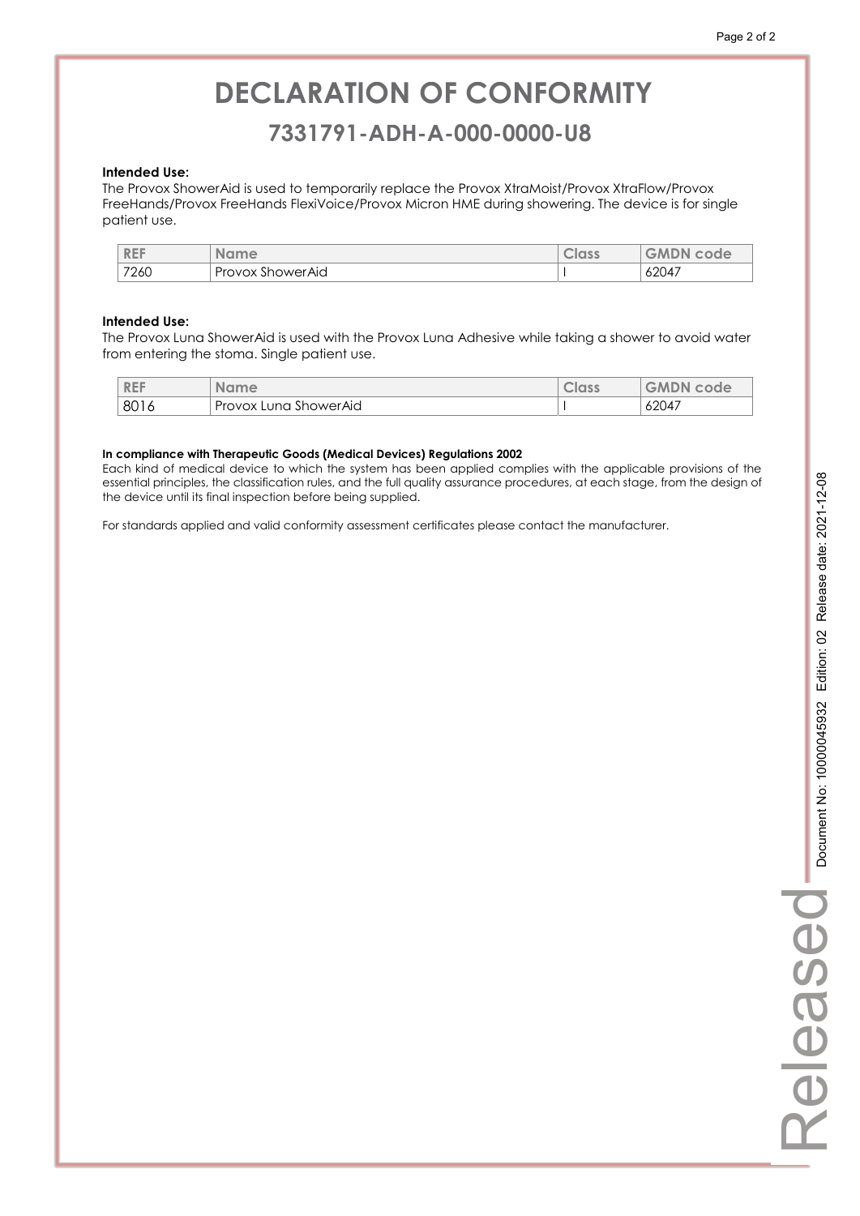# DECLARATION OF CONFORMITY

## 7331791-ADH-A-000-0000-U8

**Intended Use:**
The Provox ShowerAid is used to temporarily replace the Provox XtraMoist/Provox XtraFlow/Provox FreeHands/Provox FreeHands FlexiVoice/Provox Micron HME during showering. The device is for single patient use.

| REF | Name | Class | GMDN code |
|---|---|---|---|
| 7260 | Provox ShowerAid | I | 62047 |

**Intended Use:**
The Provox Luna ShowerAid is used with the Provox Luna Adhesive while taking a shower to avoid water from entering the stoma. Single patient use.

| REF | Name | Class | GMDN code |
|---|---|---|---|
| 8016 | Provox Luna ShowerAid | I | 62047 |

**In compliance with Therapeutic Goods (Medical Devices) Regulations 2002**
Each kind of medical device to which the system has been applied complies with the applicable provisions of the essential principles, the classification rules, and the full quality assurance procedures, at each stage, from the design of the device until its final inspection before being supplied.

For standards applied and valid conformity assessment certificates please contact the manufacturer.

Released Document No: 10000045932 Edition: 02 Release date: 2021-12-08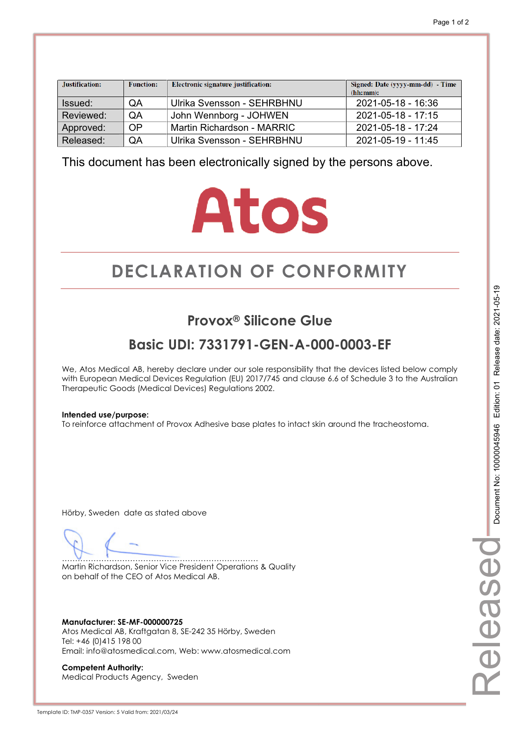| Justification: | Function: | Electronic signature justification: | Signed: Date (yyyy-mm-dd) - Time (hh:mm): |
|---|---|---|---|
| Issued: | QA | Ulrika Svensson - SEHRBHNU | 2021-05-18 - 16:36 |
| Reviewed: | QA | John Wennborg - JOHWEN | 2021-05-18 - 17:15 |
| Approved: | OP | Martin Richardson - MARRIC | 2021-05-18 - 17:24 |
| Released: | QA | Ulrika Svensson - SEHRBHNU | 2021-05-19 - 11:45 |

This document has been electronically signed by the persons above.

Atos

# DECLARATION OF CONFORMITY

## Provox® Silicone Glue

## Basic UDI: 7331791-GEN-A-000-0003-EF

We, Atos Medical AB, hereby declare under our sole responsibility that the devices listed below comply with European Medical Devices Regulation (EU) 2017/745 and clause 6.6 of Schedule 3 to the Australian Therapeutic Goods (Medical Devices) Regulations 2002.

**Intended use/purpose:**
To reinforce attachment of Provox Adhesive base plates to intact skin around the tracheostoma.

Hörby, Sweden date as stated above

..........................................................................
Martin Richardson, Senior Vice President Operations & Quality
on behalf of the CEO of Atos Medical AB.

**Manufacturer: SE-MF-000000725**
Atos Medical AB, Kraftgatan 8, SE-242 35 Hörby, Sweden
Tel: +46 (0)415 198 00
Email: info@atosmedical.com, Web: www.atosmedical.com

**Competent Authority:**
Medical Products Agency, Sweden

Document No: 10000045946 Edition: 01 Release date: 2021-05-19

Released

Template ID: TMP-0357 Version: 5 Valid from: 2021/03/24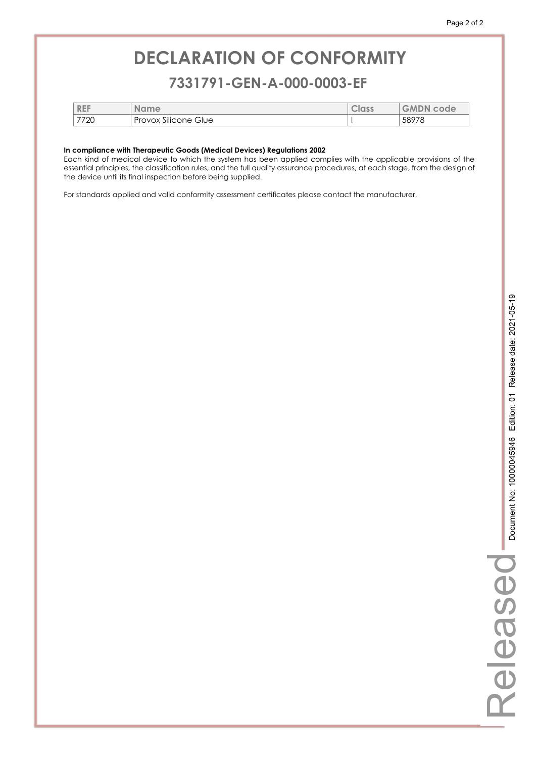# DECLARATION OF CONFORMITY

## 7331791-GEN-A-000-0003-EF

| REF | Name | Class | GMDN code |
|---|---|---|---|
| 7720 | Provox Silicone Glue | I | 58978 |

**In compliance with Therapeutic Goods (Medical Devices) Regulations 2002**
Each kind of medical device to which the system has been applied complies with the applicable provisions of the essential principles, the classification rules, and the full quality assurance procedures, at each stage, from the design of the device until its final inspection before being supplied.

For standards applied and valid conformity assessment certificates please contact the manufacturer.

Released Document No: 10000045946 Edition: 01 Release date: 2021-05-19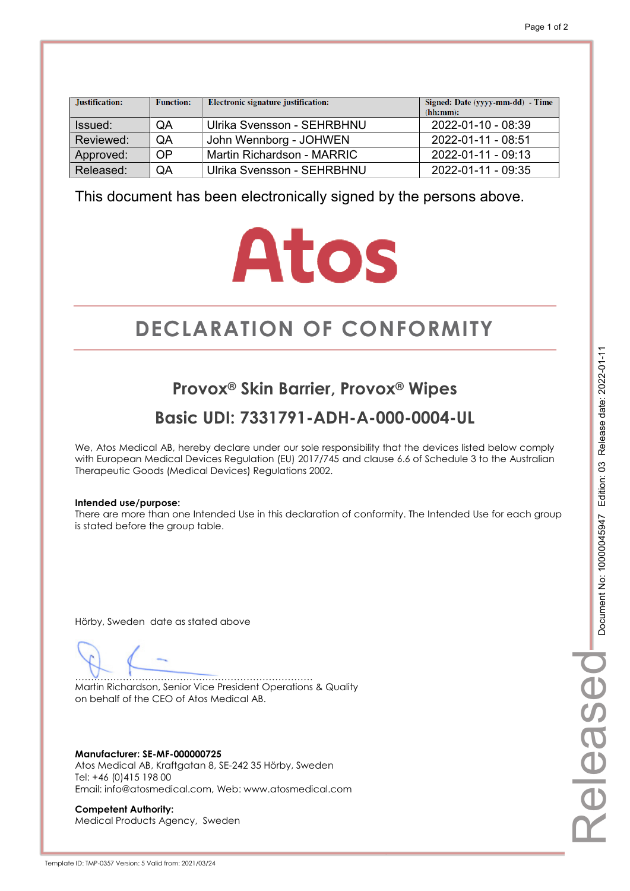| Justification: | Function: | Electronic signature justification: | Signed: Date (yyyy-mm-dd) - Time (hh:mm): |
|---|---|---|---|
| Issued: | QA | Ulrika Svensson - SEHRBHNU | 2022-01-10 - 08:39 |
| Reviewed: | QA | John Wennborg - JOHWEN | 2022-01-11 - 08:51 |
| Approved: | OP | Martin Richardson - MARRIC | 2022-01-11 - 09:13 |
| Released: | QA | Ulrika Svensson - SEHRBHNU | 2022-01-11 - 09:35 |

This document has been electronically signed by the persons above.

Atos

# DECLARATION OF CONFORMITY

## Provox® Skin Barrier, Provox® Wipes

## Basic UDI: 7331791-ADH-A-000-0004-UL

We, Atos Medical AB, hereby declare under our sole responsibility that the devices listed below comply with European Medical Devices Regulation (EU) 2017/745 and clause 6.6 of Schedule 3 to the Australian Therapeutic Goods (Medical Devices) Regulations 2002.

**Intended use/purpose:**
There are more than one Intended Use in this declaration of conformity. The Intended Use for each group is stated before the group table.

Hörby, Sweden date as stated above

..........................................................................
Martin Richardson, Senior Vice President Operations & Quality
on behalf of the CEO of Atos Medical AB.

**Manufacturer: SE-MF-000000725**
Atos Medical AB, Kraftgatan 8, SE-242 35 Hörby, Sweden
Tel: +46 (0)415 198 00
Email: info@atosmedical.com, Web: www.atosmedical.com

**Competent Authority:**
Medical Products Agency, Sweden

Document No: 10000045947 Edition: 03 Release date: 2022-01-11

Released

Template ID: TMP-0357 Version: 5 Valid from: 2021/03/24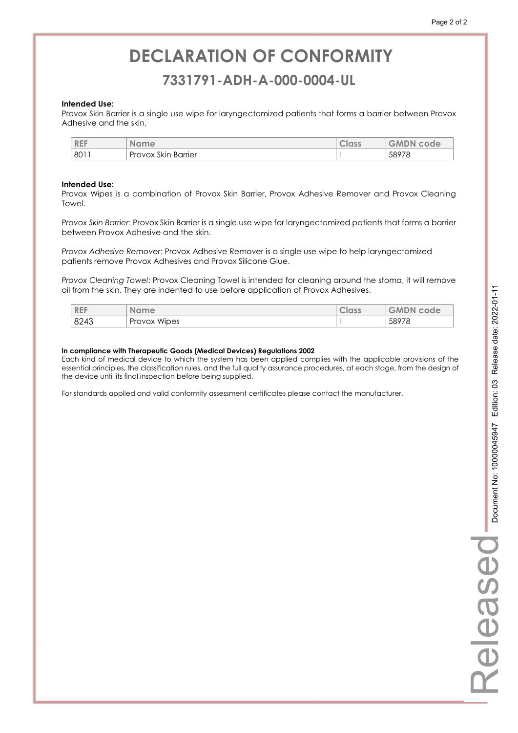# DECLARATION OF CONFORMITY

## 7331791-ADH-A-000-0004-UL

**Intended Use:**
Provox Skin Barrier is a single use wipe for laryngectomized patients that forms a barrier between Provox Adhesive and the skin.

| REF | Name | Class | GMDN code |
|---|---|---|---|
| 8011 | Provox Skin Barrier | I | 58978 |

**Intended Use:**
Provox Wipes is a combination of Provox Skin Barrier, Provox Adhesive Remover and Provox Cleaning Towel.

*Provox Skin Barrier*: Provox Skin Barrier is a single use wipe for laryngectomized patients that forms a barrier between Provox Adhesive and the skin.

*Provox Adhesive Remover*: Provox Adhesive Remover is a single use wipe to help laryngectomized patients remove Provox Adhesives and Provox Silicone Glue.

*Provox Cleaning Towel*: Provox Cleaning Towel is intended for cleaning around the stoma, it will remove oil from the skin. They are indented to use before application of Provox Adhesives.

| REF | Name | Class | GMDN code |
|---|---|---|---|
| 8243 | Provox Wipes | I | 58978 |

**In compliance with Therapeutic Goods (Medical Devices) Regulations 2002**
Each kind of medical device to which the system has been applied complies with the applicable provisions of the essential principles, the classification rules, and the full quality assurance procedures, at each stage, from the design of the device until its final inspection before being supplied.

For standards applied and valid conformity assessment certificates please contact the manufacturer.

Document No: 10000045947 Edition: 03 Release date: 2022-01-11

Released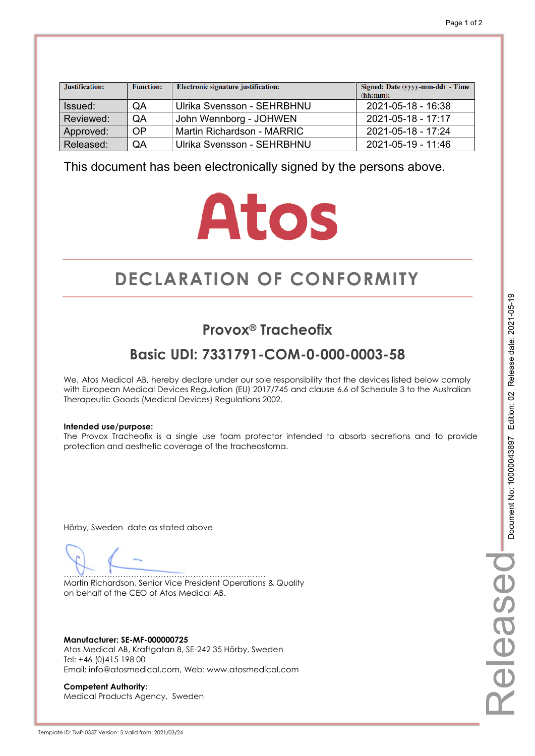| Justification: | Function: | Electronic signature justification: | Signed: Date (yyyy-mm-dd) - Time (hh:mm): |
|---|---|---|---|
| Issued: | QA | Ulrika Svensson - SEHRBHNU | 2021-05-18 - 16:38 |
| Reviewed: | QA | John Wennborg - JOHWEN | 2021-05-18 - 17:17 |
| Approved: | OP | Martin Richardson - MARRIC | 2021-05-18 - 17:24 |
| Released: | QA | Ulrika Svensson - SEHRBHNU | 2021-05-19 - 11:46 |

This document has been electronically signed by the persons above.

Atos

# DECLARATION OF CONFORMITY

## Provox® Tracheofix

## Basic UDI: 7331791-COM-0-000-0003-58

We, Atos Medical AB, hereby declare under our sole responsibility that the devices listed below comply with European Medical Devices Regulation (EU) 2017/745 and clause 6.6 of Schedule 3 to the Australian Therapeutic Goods (Medical Devices) Regulations 2002.

**Intended use/purpose:**
The Provox Tracheofix is a single use foam protector intended to absorb secretions and to provide protection and aesthetic coverage of the tracheostoma.

Hörby, Sweden date as stated above

.........................................................................
Martin Richardson, Senior Vice President Operations & Quality
on behalf of the CEO of Atos Medical AB.

**Manufacturer: SE-MF-000000725**
Atos Medical AB, Kraftgatan 8, SE-242 35 Hörby, Sweden
Tel: +46 (0)415 198 00
Email: info@atosmedical.com, Web: www.atosmedical.com

**Competent Authority:**
Medical Products Agency, Sweden

Document No: 10000043897 Edition: 02 Release date: 2021-05-19

Released

Template ID: TMP-0357 Version: 5 Valid from: 2021/03/24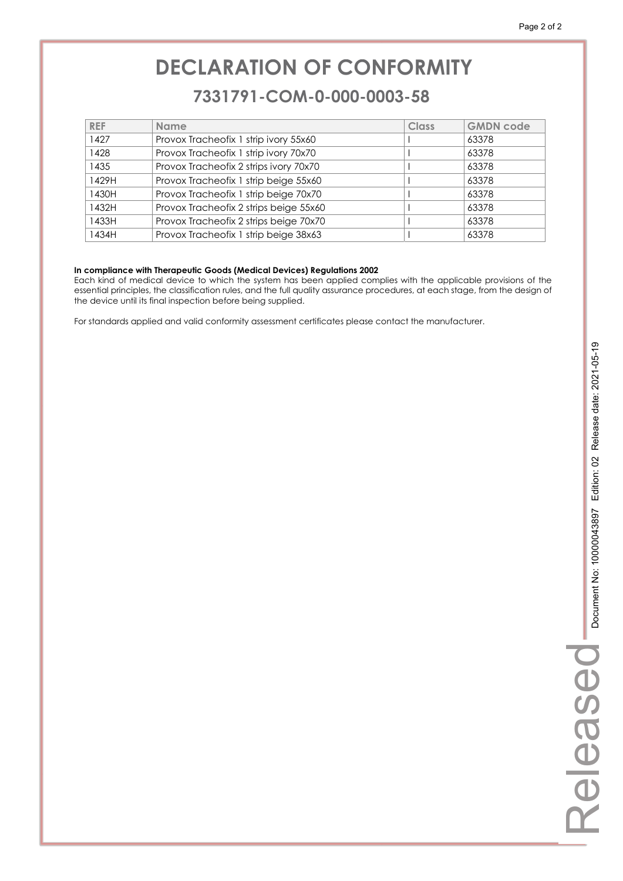# DECLARATION OF CONFORMITY

## 7331791-COM-0-000-0003-58

| REF | Name | Class | GMDN code |
|---|---|---|---|
| 1427 | Provox Tracheofix 1 strip ivory 55x60 | I | 63378 |
| 1428 | Provox Tracheofix 1 strip ivory 70x70 | I | 63378 |
| 1435 | Provox Tracheofix 2 strips ivory 70x70 | I | 63378 |
| 1429H | Provox Tracheofix 1 strip beige 55x60 | I | 63378 |
| 1430H | Provox Tracheofix 1 strip beige 70x70 | I | 63378 |
| 1432H | Provox Tracheofix 2 strips beige 55x60 | I | 63378 |
| 1433H | Provox Tracheofix 2 strips beige 70x70 | I | 63378 |
| 1434H | Provox Tracheofix 1 strip beige 38x63 | I | 63378 |

**In compliance with Therapeutic Goods (Medical Devices) Regulations 2002**
Each kind of medical device to which the system has been applied complies with the applicable provisions of the essential principles, the classification rules, and the full quality assurance procedures, at each stage, from the design of the device until its final inspection before being supplied.

For standards applied and valid conformity assessment certificates please contact the manufacturer.

Released Document No: 10000043897 Edition: 02 Release date: 2021-05-19